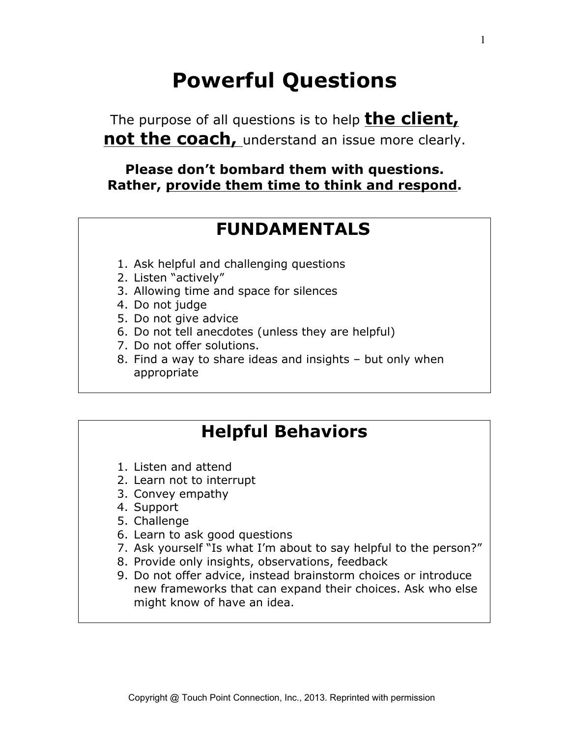# Powerful Questions

The purpose of all questions is to help **<u>the client, not the coach,</u>** understand an issue more clearly.

**Please don't bombard them with questions. Rather, <u>provide them time to think and respond</u>.**

## FUNDAMENTALS

1. Ask helpful and challenging questions
2. Listen "actively"
3. Allowing time and space for silences
4. Do not judge
5. Do not give advice
6. Do not tell anecdotes (unless they are helpful)
7. Do not offer solutions.
8. Find a way to share ideas and insights – but only when appropriate

## Helpful Behaviors

1. Listen and attend
2. Learn not to interrupt
3. Convey empathy
4. Support
5. Challenge
6. Learn to ask good questions
7. Ask yourself "Is what I'm about to say helpful to the person?"
8. Provide only insights, observations, feedback
9. Do not offer advice, instead brainstorm choices or introduce new frameworks that can expand their choices. Ask who else might know of have an idea.

Copyright @ Touch Point Connection, Inc., 2013. Reprinted with permission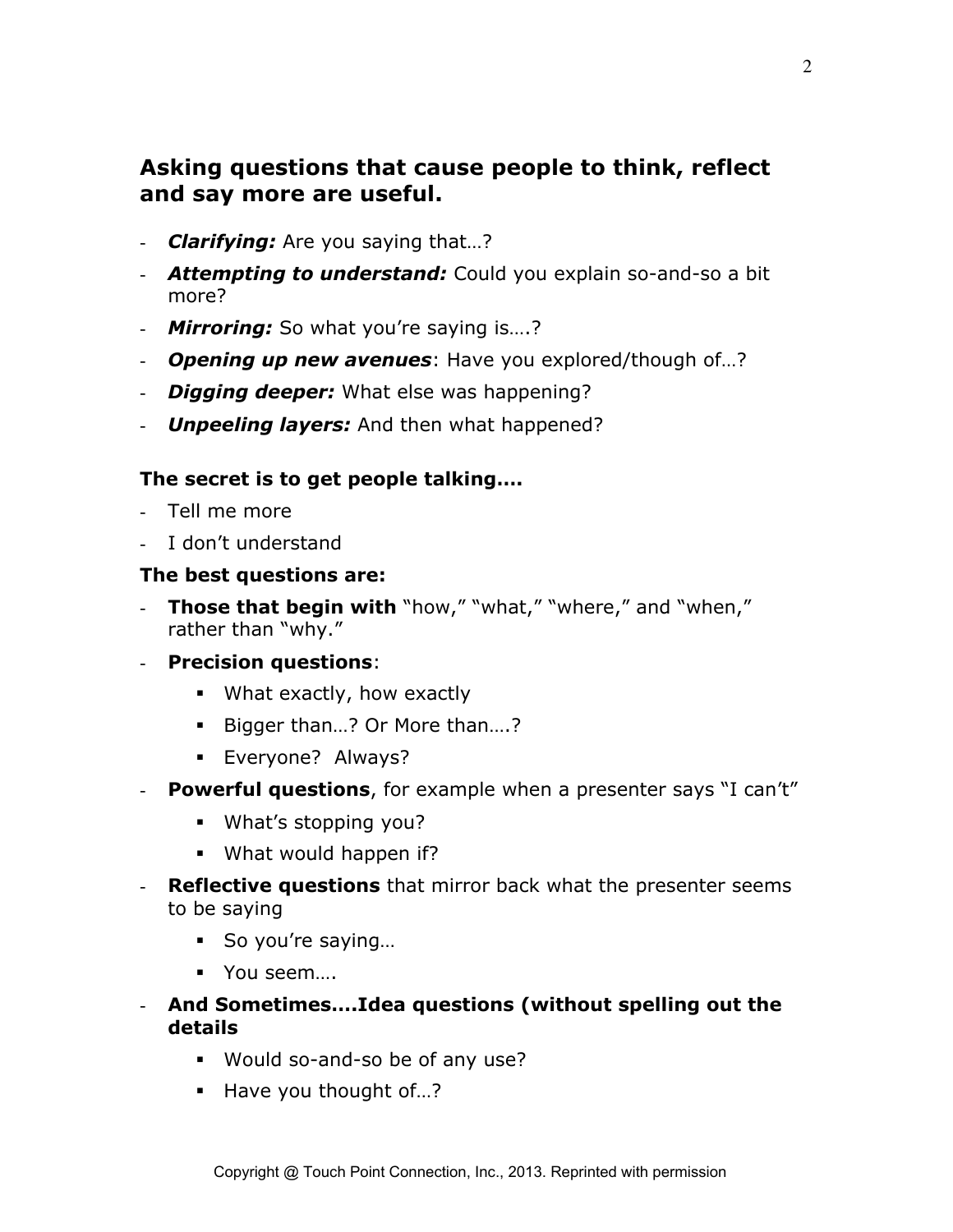## Asking questions that cause people to think, reflect and say more are useful.

- ***Clarifying:*** Are you saying that…?
- ***Attempting to understand:*** Could you explain so-and-so a bit more?
- ***Mirroring:*** So what you're saying is….?
- ***Opening up new avenues***: Have you explored/though of…?
- ***Digging deeper:*** What else was happening?
- ***Unpeeling layers:*** And then what happened?

**The secret is to get people talking….**

- Tell me more
- I don't understand

**The best questions are:**

- **Those that begin with** "how," "what," "where," and "when," rather than "why."
- **Precision questions**:
  - What exactly, how exactly
  - Bigger than…? Or More than….?
  - Everyone? Always?
- **Powerful questions**, for example when a presenter says "I can't"
  - What's stopping you?
  - What would happen if?
- **Reflective questions** that mirror back what the presenter seems to be saying
  - So you're saying…
  - You seem….
- **And Sometimes….Idea questions (without spelling out the details**
  - Would so-and-so be of any use?
  - Have you thought of…?

Copyright @ Touch Point Connection, Inc., 2013. Reprinted with permission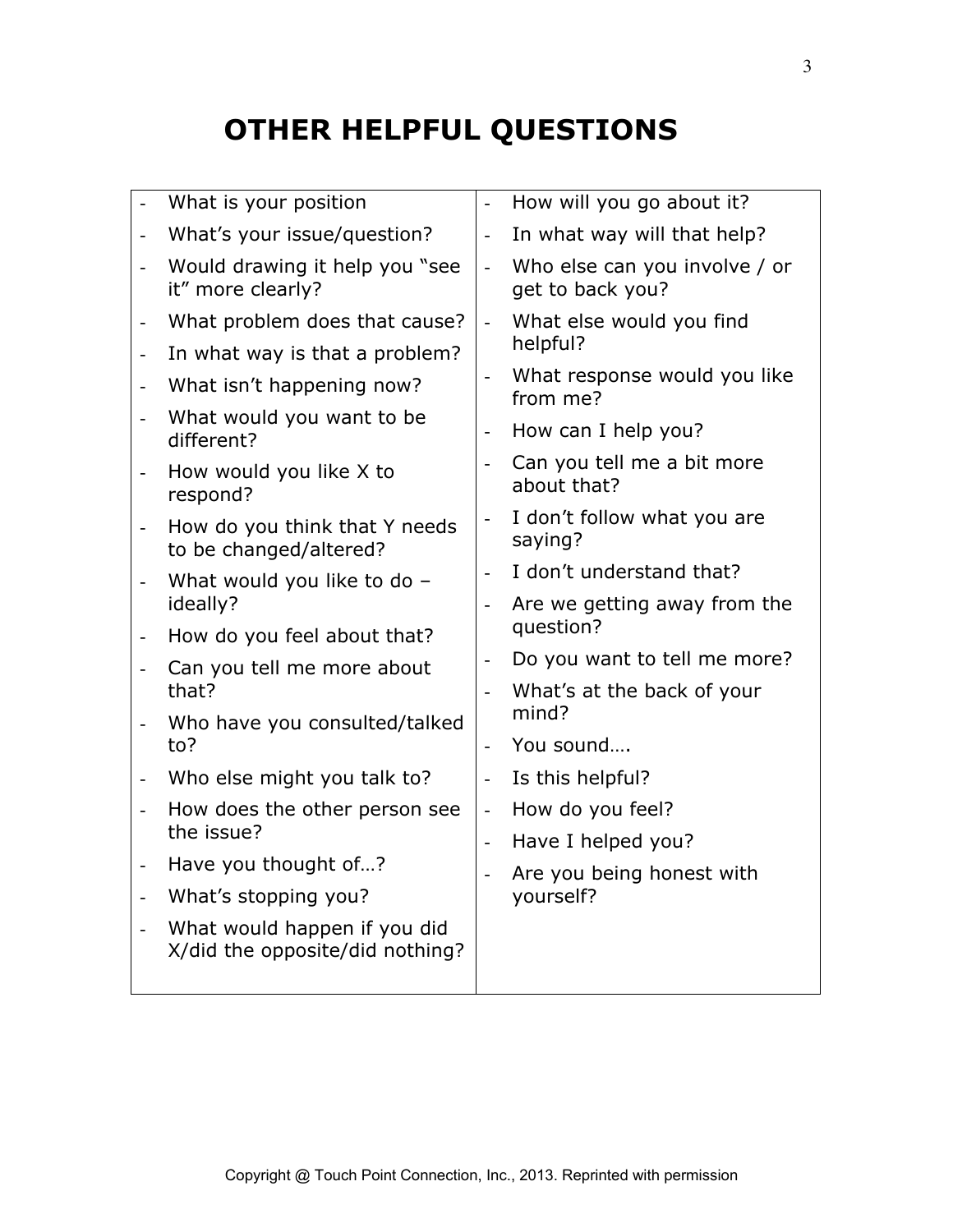# OTHER HELPFUL QUESTIONS

- What is your position
- What's your issue/question?
- Would drawing it help you "see it" more clearly?
- What problem does that cause?
- In what way is that a problem?
- What isn't happening now?
- What would you want to be different?
- How would you like X to respond?
- How do you think that Y needs to be changed/altered?
- What would you like to do – ideally?
- How do you feel about that?
- Can you tell me more about that?
- Who have you consulted/talked to?
- Who else might you talk to?
- How does the other person see the issue?
- Have you thought of…?
- What's stopping you?
- What would happen if you did X/did the opposite/did nothing?
- How will you go about it?
- In what way will that help?
- Who else can you involve / or get to back you?
- What else would you find helpful?
- What response would you like from me?
- How can I help you?
- Can you tell me a bit more about that?
- I don't follow what you are saying?
- I don't understand that?
- Are we getting away from the question?
- Do you want to tell me more?
- What's at the back of your mind?
- You sound….
- Is this helpful?
- How do you feel?
- Have I helped you?
- Are you being honest with yourself?

Copyright @ Touch Point Connection, Inc., 2013. Reprinted with permission